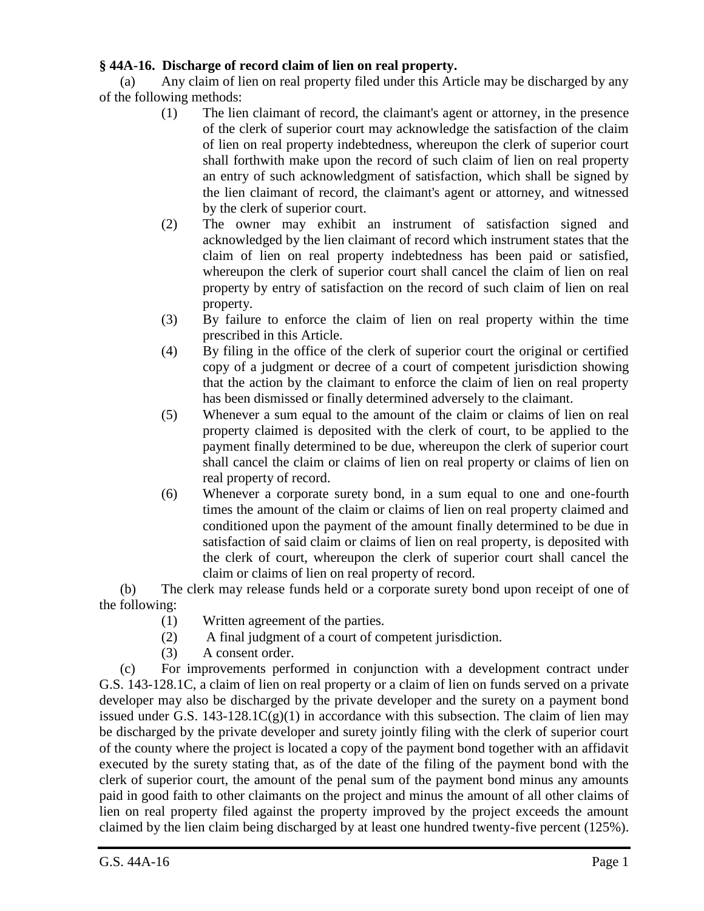**§ 44A-16. Discharge of record claim of lien on real property.**

(a) Any claim of lien on real property filed under this Article may be discharged by any of the following methods:

(1) The lien claimant of record, the claimant's agent or attorney, in the presence of the clerk of superior court may acknowledge the satisfaction of the claim of lien on real property indebtedness, whereupon the clerk of superior court shall forthwith make upon the record of such claim of lien on real property an entry of such acknowledgment of satisfaction, which shall be signed by the lien claimant of record, the claimant's agent or attorney, and witnessed by the clerk of superior court.

(2) The owner may exhibit an instrument of satisfaction signed and acknowledged by the lien claimant of record which instrument states that the claim of lien on real property indebtedness has been paid or satisfied, whereupon the clerk of superior court shall cancel the claim of lien on real property by entry of satisfaction on the record of such claim of lien on real property.

(3) By failure to enforce the claim of lien on real property within the time prescribed in this Article.

(4) By filing in the office of the clerk of superior court the original or certified copy of a judgment or decree of a court of competent jurisdiction showing that the action by the claimant to enforce the claim of lien on real property has been dismissed or finally determined adversely to the claimant.

(5) Whenever a sum equal to the amount of the claim or claims of lien on real property claimed is deposited with the clerk of court, to be applied to the payment finally determined to be due, whereupon the clerk of superior court shall cancel the claim or claims of lien on real property or claims of lien on real property of record.

(6) Whenever a corporate surety bond, in a sum equal to one and one-fourth times the amount of the claim or claims of lien on real property claimed and conditioned upon the payment of the amount finally determined to be due in satisfaction of said claim or claims of lien on real property, is deposited with the clerk of court, whereupon the clerk of superior court shall cancel the claim or claims of lien on real property of record.

(b) The clerk may release funds held or a corporate surety bond upon receipt of one of the following:

(1) Written agreement of the parties.

(2) A final judgment of a court of competent jurisdiction.

(3) A consent order.

(c) For improvements performed in conjunction with a development contract under G.S. 143-128.1C, a claim of lien on real property or a claim of lien on funds served on a private developer may also be discharged by the private developer and the surety on a payment bond issued under G.S. 143-128.1C(g)(1) in accordance with this subsection. The claim of lien may be discharged by the private developer and surety jointly filing with the clerk of superior court of the county where the project is located a copy of the payment bond together with an affidavit executed by the surety stating that, as of the date of the filing of the payment bond with the clerk of superior court, the amount of the penal sum of the payment bond minus any amounts paid in good faith to other claimants on the project and minus the amount of all other claims of lien on real property filed against the property improved by the project exceeds the amount claimed by the lien claim being discharged by at least one hundred twenty-five percent (125%).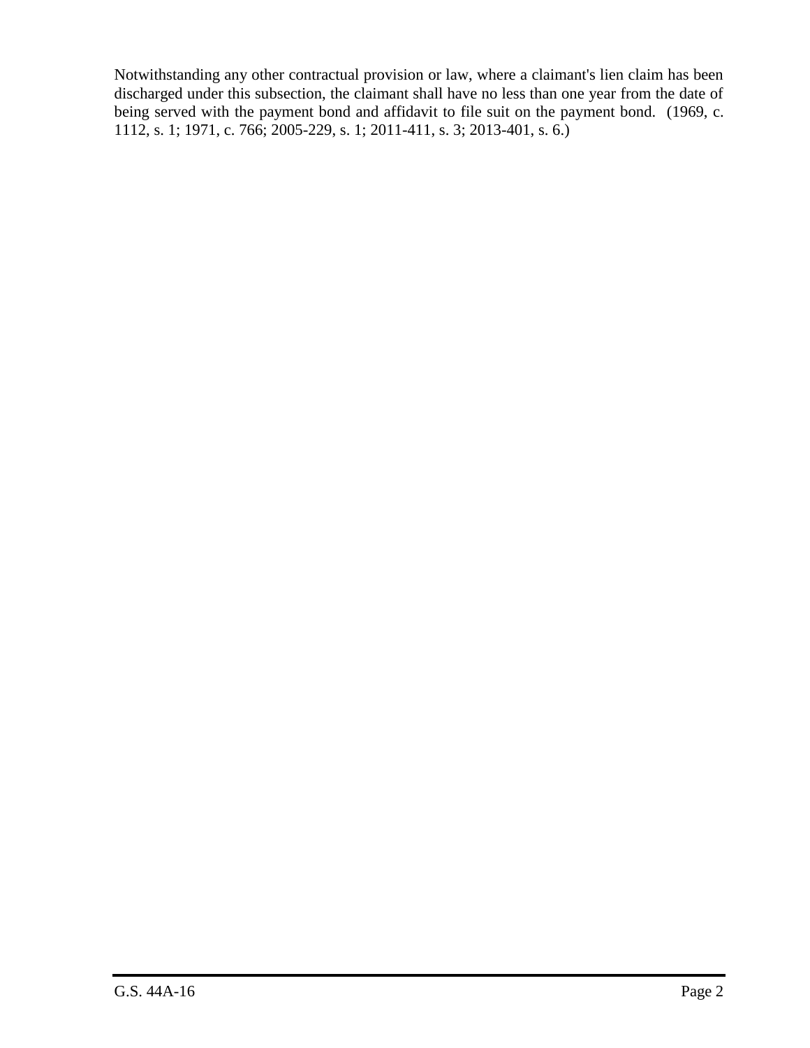Notwithstanding any other contractual provision or law, where a claimant's lien claim has been discharged under this subsection, the claimant shall have no less than one year from the date of being served with the payment bond and affidavit to file suit on the payment bond. (1969, c. 1112, s. 1; 1971, c. 766; 2005-229, s. 1; 2011-411, s. 3; 2013-401, s. 6.)